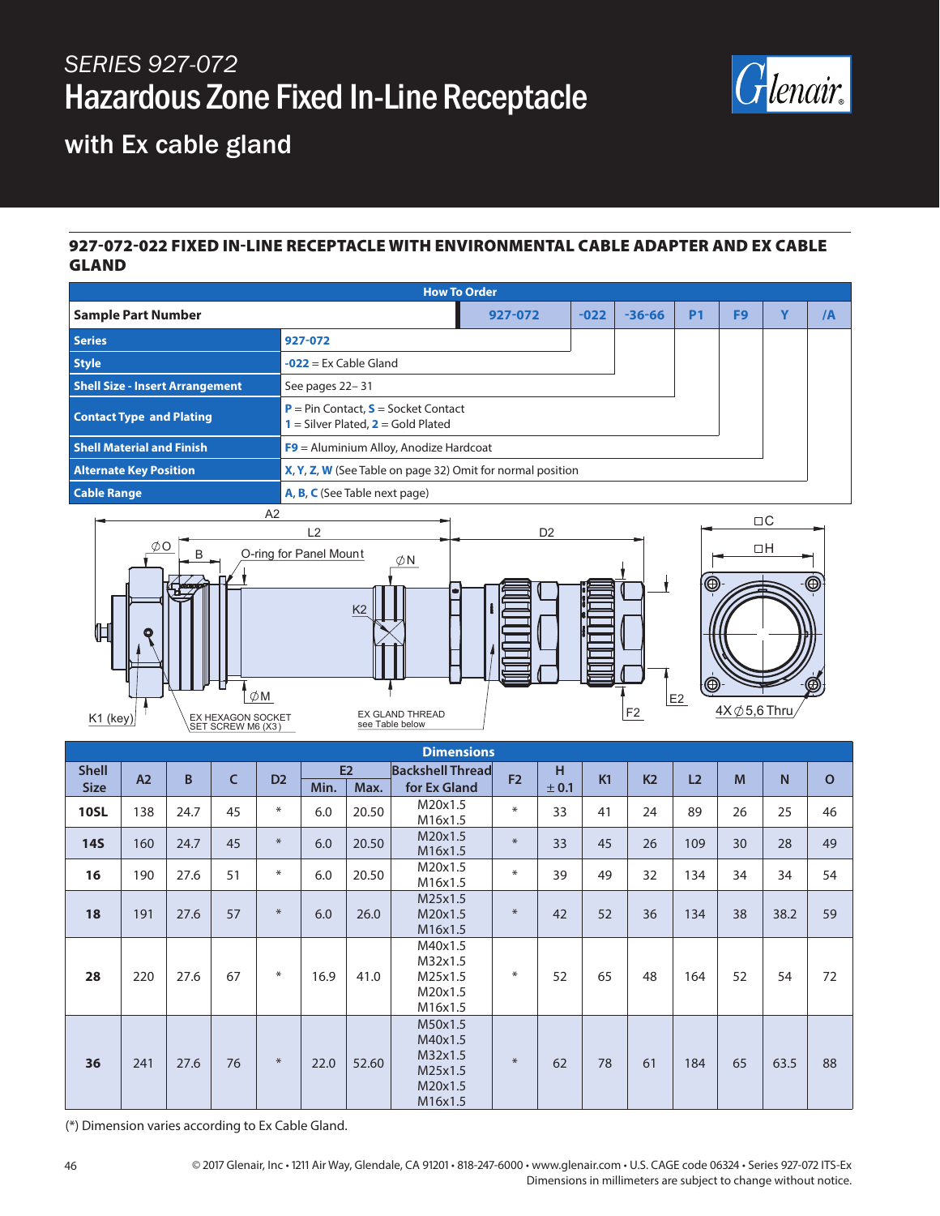*SERIES 927-072*

# Hazardous Zone Fixed In-Line Receptacle

## with Ex cable gland

### 927-072-022 FIXED IN-LINE RECEPTACLE WITH ENVIRONMENTAL CABLE ADAPTER AND EX CABLE GLAND

| How To Order | | | | | | | |
|---|---|---|---|---|---|---|---|
| **Sample Part Number** | 927-072 | -022 | -36-66 | P1 | F9 | Y | /A |
| **Series** | **927-072** | | | | | | |
| **Style** | **-022** = Ex Cable Gland | | | | | | |
| **Shell Size - Insert Arrangement** | See pages 22– 31 | | | | | | |
| **Contact Type and Plating** | **P** = Pin Contact, **S** = Socket Contact<br>**1** = Silver Plated, **2** = Gold Plated | | | | | | |
| **Shell Material and Finish** | **F9** = Aluminium Alloy, Anodize Hardcoat | | | | | | |
| **Alternate Key Position** | **X, Y, Z, W** (See Table on page 32) Omit for normal position | | | | | | |
| **Cable Range** | **A, B, C** (See Table next page) | | | | | | |

A2, L2, D2, ∅O, B, O-ring for Panel Mount, ∅N, K2, ∅M, K1 (key), EX HEXAGON SOCKET SET SCREW M6 (X3), EX GLAND THREAD see Table below, F2, E2, □C, □H, 4X ∅5,6 Thru

| Shell Size | A2 | B | C | D2 | E2 Min. | E2 Max. | Backshell Thread for Ex Gland | F2 | H ± 0.1 | K1 | K2 | L2 | M | N | O |
|---|---|---|---|---|---|---|---|---|---|---|---|---|---|---|---|
| **10SL** | 138 | 24.7 | 45 | * | 6.0 | 20.50 | M20x1.5<br>M16x1.5 | * | 33 | 41 | 24 | 89 | 26 | 25 | 46 |
| **14S** | 160 | 24.7 | 45 | * | 6.0 | 20.50 | M20x1.5<br>M16x1.5 | * | 33 | 45 | 26 | 109 | 30 | 28 | 49 |
| **16** | 190 | 27.6 | 51 | * | 6.0 | 20.50 | M20x1.5<br>M16x1.5 | * | 39 | 49 | 32 | 134 | 34 | 34 | 54 |
| **18** | 191 | 27.6 | 57 | * | 6.0 | 26.0 | M25x1.5<br>M20x1.5<br>M16x1.5 | * | 42 | 52 | 36 | 134 | 38 | 38.2 | 59 |
| **28** | 220 | 27.6 | 67 | * | 16.9 | 41.0 | M40x1.5<br>M32x1.5<br>M25x1.5<br>M20x1.5<br>M16x1.5 | * | 52 | 65 | 48 | 164 | 52 | 54 | 72 |
| **36** | 241 | 27.6 | 76 | * | 22.0 | 52.60 | M50x1.5<br>M40x1.5<br>M32x1.5<br>M25x1.5<br>M20x1.5<br>M16x1.5 | * | 62 | 78 | 61 | 184 | 65 | 63.5 | 88 |

(*) Dimension varies according to Ex Cable Gland.

© 2017 Glenair, Inc • 1211 Air Way, Glendale, CA 91201 • 818-247-6000 • www.glenair.com • U.S. CAGE code 06324 • Series 927-072 ITS-Ex
Dimensions in millimeters are subject to change without notice.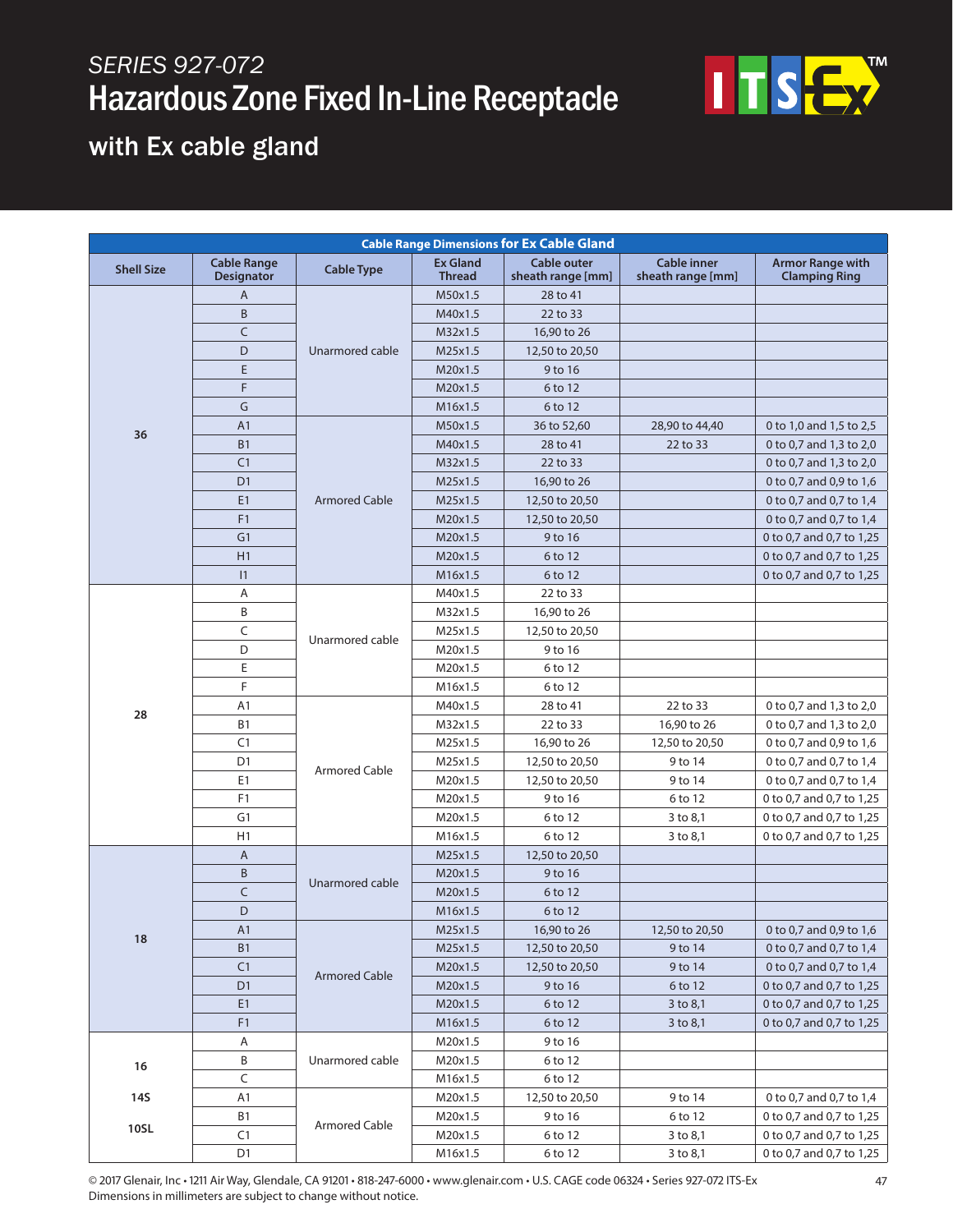# SERIES 927-072

# Hazardous Zone Fixed In-Line Receptacle

## with Ex cable gland

| Cable Range Dimensions for Ex Cable Gland | | | | | | |
|---|---|---|---|---|---|---|
| **Shell Size** | **Cable Range Designator** | **Cable Type** | **Ex Gland Thread** | **Cable outer sheath range [mm]** | **Cable inner sheath range [mm]** | **Armor Range with Clamping Ring** |
| 36 | A | Unarmored cable | M50x1.5 | 28 to 41 | | |
| | B | | M40x1.5 | 22 to 33 | | |
| | C | | M32x1.5 | 16,90 to 26 | | |
| | D | | M25x1.5 | 12,50 to 20,50 | | |
| | E | | M20x1.5 | 9 to 16 | | |
| | F | | M20x1.5 | 6 to 12 | | |
| | G | | M16x1.5 | 6 to 12 | | |
| | A1 | Armored Cable | M50x1.5 | 36 to 52,60 | 28,90 to 44,40 | 0 to 1,0 and 1,5 to 2,5 |
| | B1 | | M40x1.5 | 28 to 41 | 22 to 33 | 0 to 0,7 and 1,3 to 2,0 |
| | C1 | | M32x1.5 | 22 to 33 | | 0 to 0,7 and 1,3 to 2,0 |
| | D1 | | M25x1.5 | 16,90 to 26 | | 0 to 0,7 and 0,9 to 1,6 |
| | E1 | | M25x1.5 | 12,50 to 20,50 | | 0 to 0,7 and 0,7 to 1,4 |
| | F1 | | M20x1.5 | 12,50 to 20,50 | | 0 to 0,7 and 0,7 to 1,4 |
| | G1 | | M20x1.5 | 9 to 16 | | 0 to 0,7 and 0,7 to 1,25 |
| | H1 | | M20x1.5 | 6 to 12 | | 0 to 0,7 and 0,7 to 1,25 |
| | I1 | | M16x1.5 | 6 to 12 | | 0 to 0,7 and 0,7 to 1,25 |
| 28 | A | Unarmored cable | M40x1.5 | 22 to 33 | | |
| | B | | M32x1.5 | 16,90 to 26 | | |
| | C | | M25x1.5 | 12,50 to 20,50 | | |
| | D | | M20x1.5 | 9 to 16 | | |
| | E | | M20x1.5 | 6 to 12 | | |
| | F | | M16x1.5 | 6 to 12 | | |
| | A1 | Armored Cable | M40x1.5 | 28 to 41 | 22 to 33 | 0 to 0,7 and 1,3 to 2,0 |
| | B1 | | M32x1.5 | 22 to 33 | 16,90 to 26 | 0 to 0,7 and 1,3 to 2,0 |
| | C1 | | M25x1.5 | 16,90 to 26 | 12,50 to 20,50 | 0 to 0,7 and 0,9 to 1,6 |
| | D1 | | M25x1.5 | 12,50 to 20,50 | 9 to 14 | 0 to 0,7 and 0,7 to 1,4 |
| | E1 | | M20x1.5 | 12,50 to 20,50 | 9 to 14 | 0 to 0,7 and 0,7 to 1,4 |
| | F1 | | M20x1.5 | 9 to 16 | 6 to 12 | 0 to 0,7 and 0,7 to 1,25 |
| | G1 | | M20x1.5 | 6 to 12 | 3 to 8,1 | 0 to 0,7 and 0,7 to 1,25 |
| | H1 | | M16x1.5 | 6 to 12 | 3 to 8,1 | 0 to 0,7 and 0,7 to 1,25 |
| 18 | A | Unarmored cable | M25x1.5 | 12,50 to 20,50 | | |
| | B | | M20x1.5 | 9 to 16 | | |
| | C | | M20x1.5 | 6 to 12 | | |
| | D | | M16x1.5 | 6 to 12 | | |
| | A1 | Armored Cable | M25x1.5 | 16,90 to 26 | 12,50 to 20,50 | 0 to 0,7 and 0,9 to 1,6 |
| | B1 | | M25x1.5 | 12,50 to 20,50 | 9 to 14 | 0 to 0,7 and 0,7 to 1,4 |
| | C1 | | M20x1.5 | 12,50 to 20,50 | 9 to 14 | 0 to 0,7 and 0,7 to 1,4 |
| | D1 | | M20x1.5 | 9 to 16 | 6 to 12 | 0 to 0,7 and 0,7 to 1,25 |
| | E1 | | M20x1.5 | 6 to 12 | 3 to 8,1 | 0 to 0,7 and 0,7 to 1,25 |
| | F1 | | M16x1.5 | 6 to 12 | 3 to 8,1 | 0 to 0,7 and 0,7 to 1,25 |
| 16, 14S, 10SL | A | Unarmored cable | M20x1.5 | 9 to 16 | | |
| | B | | M20x1.5 | 6 to 12 | | |
| | C | | M16x1.5 | 6 to 12 | | |
| | A1 | Armored Cable | M20x1.5 | 12,50 to 20,50 | 9 to 14 | 0 to 0,7 and 0,7 to 1,4 |
| | B1 | | M20x1.5 | 9 to 16 | 6 to 12 | 0 to 0,7 and 0,7 to 1,25 |
| | C1 | | M20x1.5 | 6 to 12 | 3 to 8,1 | 0 to 0,7 and 0,7 to 1,25 |
| | D1 | | M16x1.5 | 6 to 12 | 3 to 8,1 | 0 to 0,7 and 0,7 to 1,25 |

© 2017 Glenair, Inc • 1211 Air Way, Glendale, CA 91201 • 818-247-6000 • www.glenair.com • U.S. CAGE code 06324 • Series 927-072 ITS-Ex
Dimensions in millimeters are subject to change without notice.